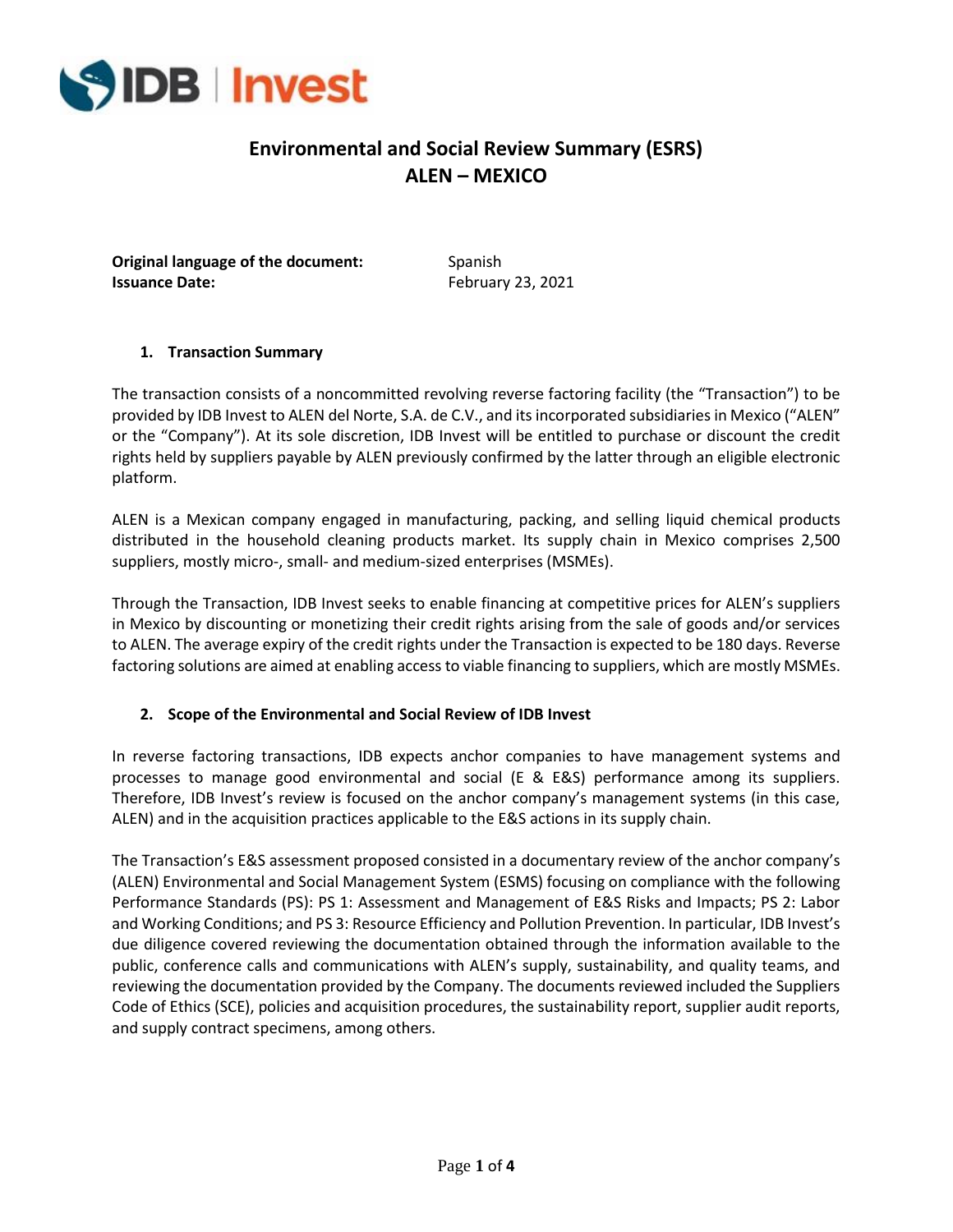# Environmental and Social Review Summary (ESRS)
# ALEN – MEXICO

**Original language of the document:** Spanish
**Issuance Date:** February 23, 2021

## 1. Transaction Summary

The transaction consists of a noncommitted revolving reverse factoring facility (the "Transaction") to be provided by IDB Invest to ALEN del Norte, S.A. de C.V., and its incorporated subsidiaries in Mexico ("ALEN" or the "Company"). At its sole discretion, IDB Invest will be entitled to purchase or discount the credit rights held by suppliers payable by ALEN previously confirmed by the latter through an eligible electronic platform.

ALEN is a Mexican company engaged in manufacturing, packing, and selling liquid chemical products distributed in the household cleaning products market. Its supply chain in Mexico comprises 2,500 suppliers, mostly micro-, small- and medium-sized enterprises (MSMEs).

Through the Transaction, IDB Invest seeks to enable financing at competitive prices for ALEN's suppliers in Mexico by discounting or monetizing their credit rights arising from the sale of goods and/or services to ALEN. The average expiry of the credit rights under the Transaction is expected to be 180 days. Reverse factoring solutions are aimed at enabling access to viable financing to suppliers, which are mostly MSMEs.

## 2. Scope of the Environmental and Social Review of IDB Invest

In reverse factoring transactions, IDB expects anchor companies to have management systems and processes to manage good environmental and social (E & E&S) performance among its suppliers. Therefore, IDB Invest's review is focused on the anchor company's management systems (in this case, ALEN) and in the acquisition practices applicable to the E&S actions in its supply chain.

The Transaction's E&S assessment proposed consisted in a documentary review of the anchor company's (ALEN) Environmental and Social Management System (ESMS) focusing on compliance with the following Performance Standards (PS): PS 1: Assessment and Management of E&S Risks and Impacts; PS 2: Labor and Working Conditions; and PS 3: Resource Efficiency and Pollution Prevention. In particular, IDB Invest's due diligence covered reviewing the documentation obtained through the information available to the public, conference calls and communications with ALEN's supply, sustainability, and quality teams, and reviewing the documentation provided by the Company. The documents reviewed included the Suppliers Code of Ethics (SCE), policies and acquisition procedures, the sustainability report, supplier audit reports, and supply contract specimens, among others.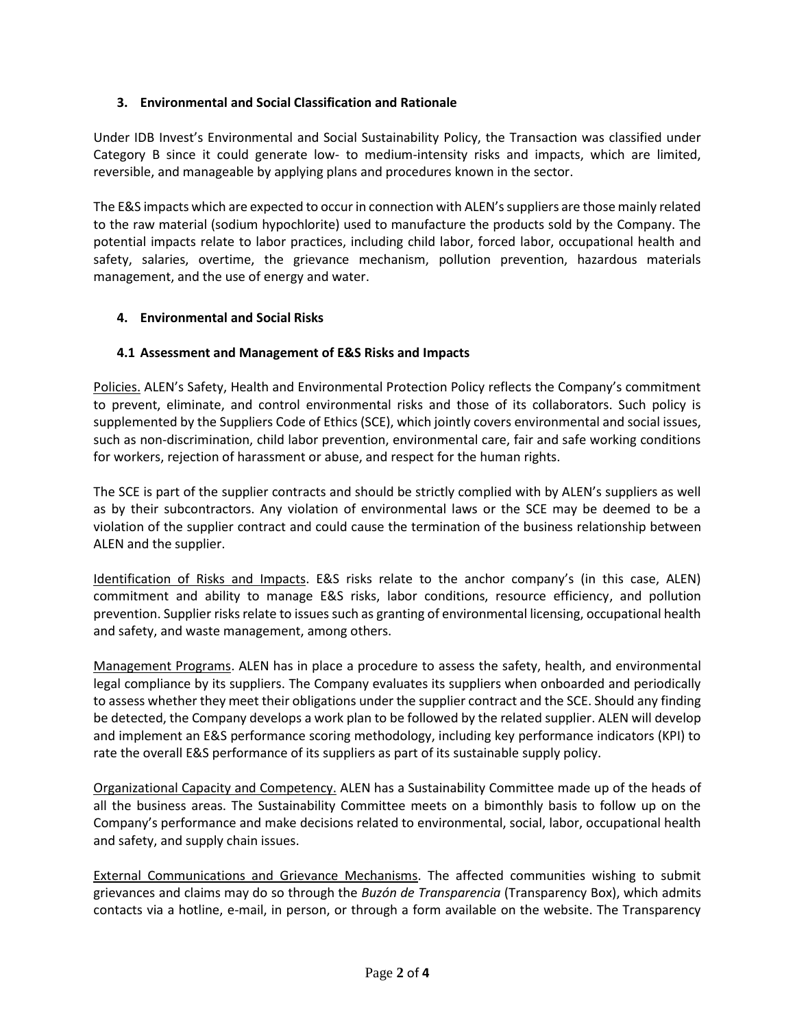## 3. Environmental and Social Classification and Rationale

Under IDB Invest's Environmental and Social Sustainability Policy, the Transaction was classified under Category B since it could generate low- to medium-intensity risks and impacts, which are limited, reversible, and manageable by applying plans and procedures known in the sector.

The E&S impacts which are expected to occur in connection with ALEN's suppliers are those mainly related to the raw material (sodium hypochlorite) used to manufacture the products sold by the Company. The potential impacts relate to labor practices, including child labor, forced labor, occupational health and safety, salaries, overtime, the grievance mechanism, pollution prevention, hazardous materials management, and the use of energy and water.

## 4. Environmental and Social Risks

### 4.1 Assessment and Management of E&S Risks and Impacts

Policies. ALEN's Safety, Health and Environmental Protection Policy reflects the Company's commitment to prevent, eliminate, and control environmental risks and those of its collaborators. Such policy is supplemented by the Suppliers Code of Ethics (SCE), which jointly covers environmental and social issues, such as non-discrimination, child labor prevention, environmental care, fair and safe working conditions for workers, rejection of harassment or abuse, and respect for the human rights.

The SCE is part of the supplier contracts and should be strictly complied with by ALEN's suppliers as well as by their subcontractors. Any violation of environmental laws or the SCE may be deemed to be a violation of the supplier contract and could cause the termination of the business relationship between ALEN and the supplier.

Identification of Risks and Impacts. E&S risks relate to the anchor company's (in this case, ALEN) commitment and ability to manage E&S risks, labor conditions, resource efficiency, and pollution prevention. Supplier risks relate to issues such as granting of environmental licensing, occupational health and safety, and waste management, among others.

Management Programs. ALEN has in place a procedure to assess the safety, health, and environmental legal compliance by its suppliers. The Company evaluates its suppliers when onboarded and periodically to assess whether they meet their obligations under the supplier contract and the SCE. Should any finding be detected, the Company develops a work plan to be followed by the related supplier. ALEN will develop and implement an E&S performance scoring methodology, including key performance indicators (KPI) to rate the overall E&S performance of its suppliers as part of its sustainable supply policy.

Organizational Capacity and Competency. ALEN has a Sustainability Committee made up of the heads of all the business areas. The Sustainability Committee meets on a bimonthly basis to follow up on the Company's performance and make decisions related to environmental, social, labor, occupational health and safety, and supply chain issues.

External Communications and Grievance Mechanisms. The affected communities wishing to submit grievances and claims may do so through the *Buzón de Transparencia* (Transparency Box), which admits contacts via a hotline, e-mail, in person, or through a form available on the website. The Transparency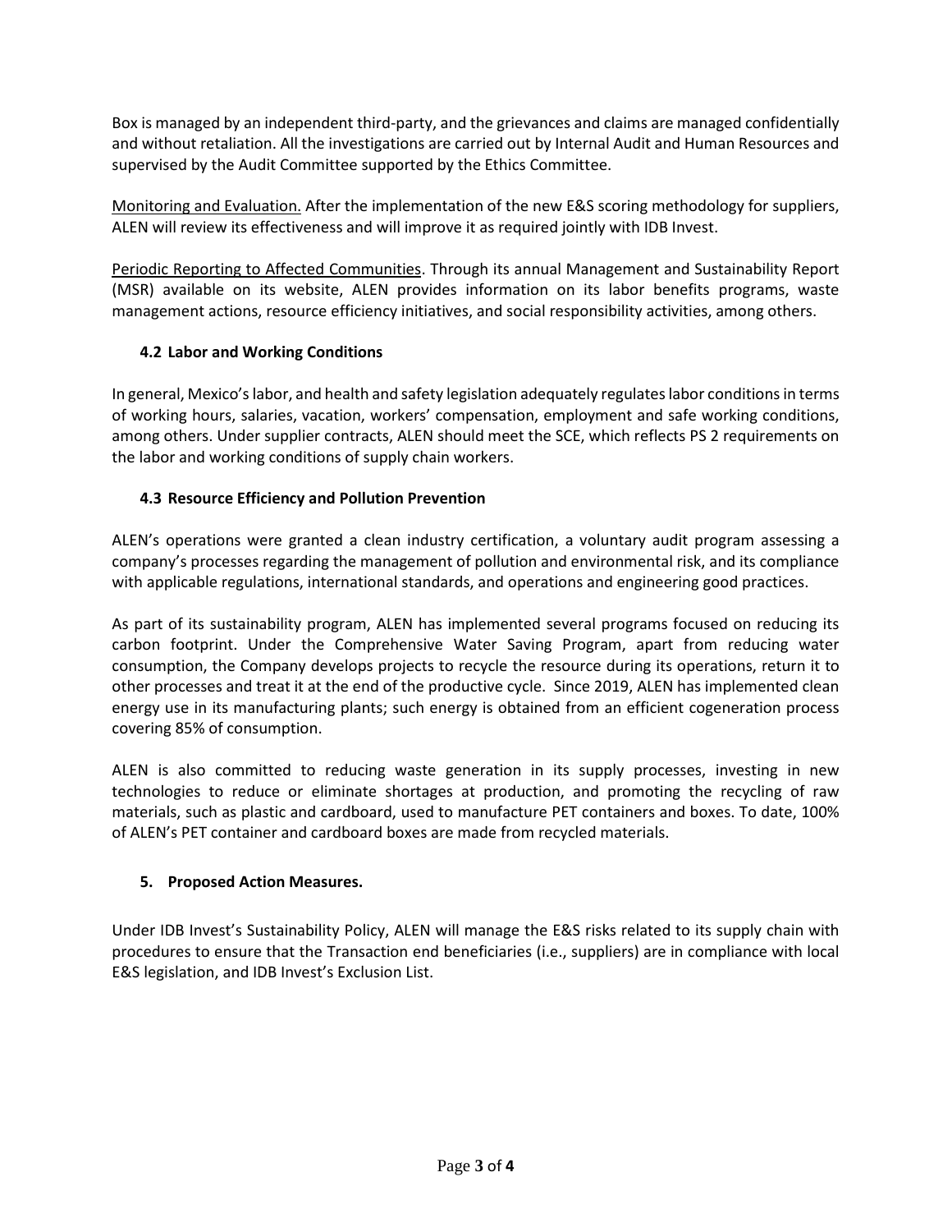Box is managed by an independent third-party, and the grievances and claims are managed confidentially and without retaliation. All the investigations are carried out by Internal Audit and Human Resources and supervised by the Audit Committee supported by the Ethics Committee.

Monitoring and Evaluation. After the implementation of the new E&S scoring methodology for suppliers, ALEN will review its effectiveness and will improve it as required jointly with IDB Invest.

Periodic Reporting to Affected Communities. Through its annual Management and Sustainability Report (MSR) available on its website, ALEN provides information on its labor benefits programs, waste management actions, resource efficiency initiatives, and social responsibility activities, among others.

### 4.2 Labor and Working Conditions

In general, Mexico's labor, and health and safety legislation adequately regulates labor conditions in terms of working hours, salaries, vacation, workers' compensation, employment and safe working conditions, among others. Under supplier contracts, ALEN should meet the SCE, which reflects PS 2 requirements on the labor and working conditions of supply chain workers.

### 4.3 Resource Efficiency and Pollution Prevention

ALEN's operations were granted a clean industry certification, a voluntary audit program assessing a company's processes regarding the management of pollution and environmental risk, and its compliance with applicable regulations, international standards, and operations and engineering good practices.

As part of its sustainability program, ALEN has implemented several programs focused on reducing its carbon footprint. Under the Comprehensive Water Saving Program, apart from reducing water consumption, the Company develops projects to recycle the resource during its operations, return it to other processes and treat it at the end of the productive cycle. Since 2019, ALEN has implemented clean energy use in its manufacturing plants; such energy is obtained from an efficient cogeneration process covering 85% of consumption.

ALEN is also committed to reducing waste generation in its supply processes, investing in new technologies to reduce or eliminate shortages at production, and promoting the recycling of raw materials, such as plastic and cardboard, used to manufacture PET containers and boxes. To date, 100% of ALEN's PET container and cardboard boxes are made from recycled materials.

## 5. Proposed Action Measures.

Under IDB Invest's Sustainability Policy, ALEN will manage the E&S risks related to its supply chain with procedures to ensure that the Transaction end beneficiaries (i.e., suppliers) are in compliance with local E&S legislation, and IDB Invest's Exclusion List.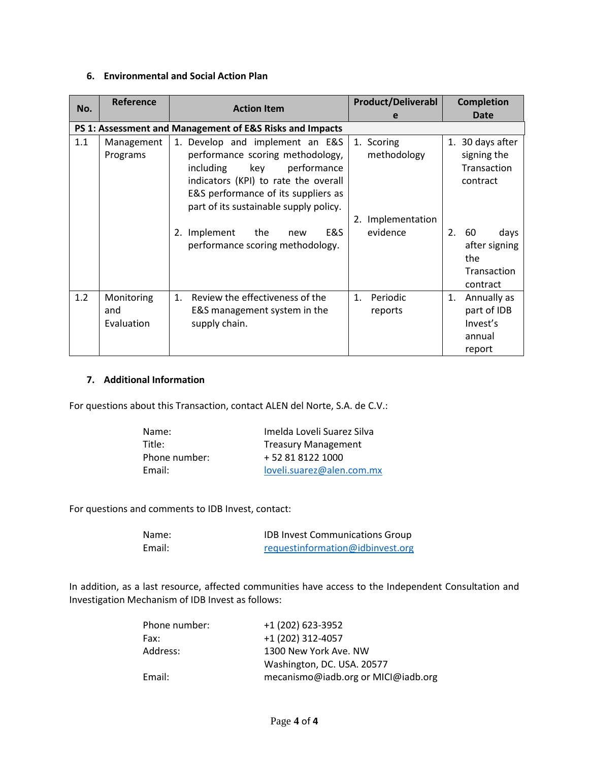### 6. Environmental and Social Action Plan

| No. | Reference | Action Item | Product/Deliverable | Completion Date |
|---|---|---|---|---|
| **PS 1: Assessment and Management of E&S Risks and Impacts** | | | | |
| 1.1 | Management Programs | 1. Develop and implement an E&S performance scoring methodology, including key performance indicators (KPI) to rate the overall E&S performance of its suppliers as part of its sustainable supply policy.<br>2. Implement the new E&S performance scoring methodology. | 1. Scoring methodology<br>2. Implementation evidence | 1. 30 days after signing the Transaction contract<br>2. 60 days after signing the Transaction contract |
| 1.2 | Monitoring and Evaluation | 1. Review the effectiveness of the E&S management system in the supply chain. | 1. Periodic reports | 1. Annually as part of IDB Invest's annual report |

### 7. Additional Information

For questions about this Transaction, contact ALEN del Norte, S.A. de C.V.:

Name: Imelda Loveli Suarez Silva
Title: Treasury Management
Phone number: + 52 81 8122 1000
Email: loveli.suarez@alen.com.mx

For questions and comments to IDB Invest, contact:

Name: IDB Invest Communications Group
Email: requestinformation@idbinvest.org

In addition, as a last resource, affected communities have access to the Independent Consultation and Investigation Mechanism of IDB Invest as follows:

Phone number: +1 (202) 623-3952
Fax: +1 (202) 312-4057
Address: 1300 New York Ave. NW
Washington, DC. USA. 20577
Email: mecanismo@iadb.org or MICI@iadb.org